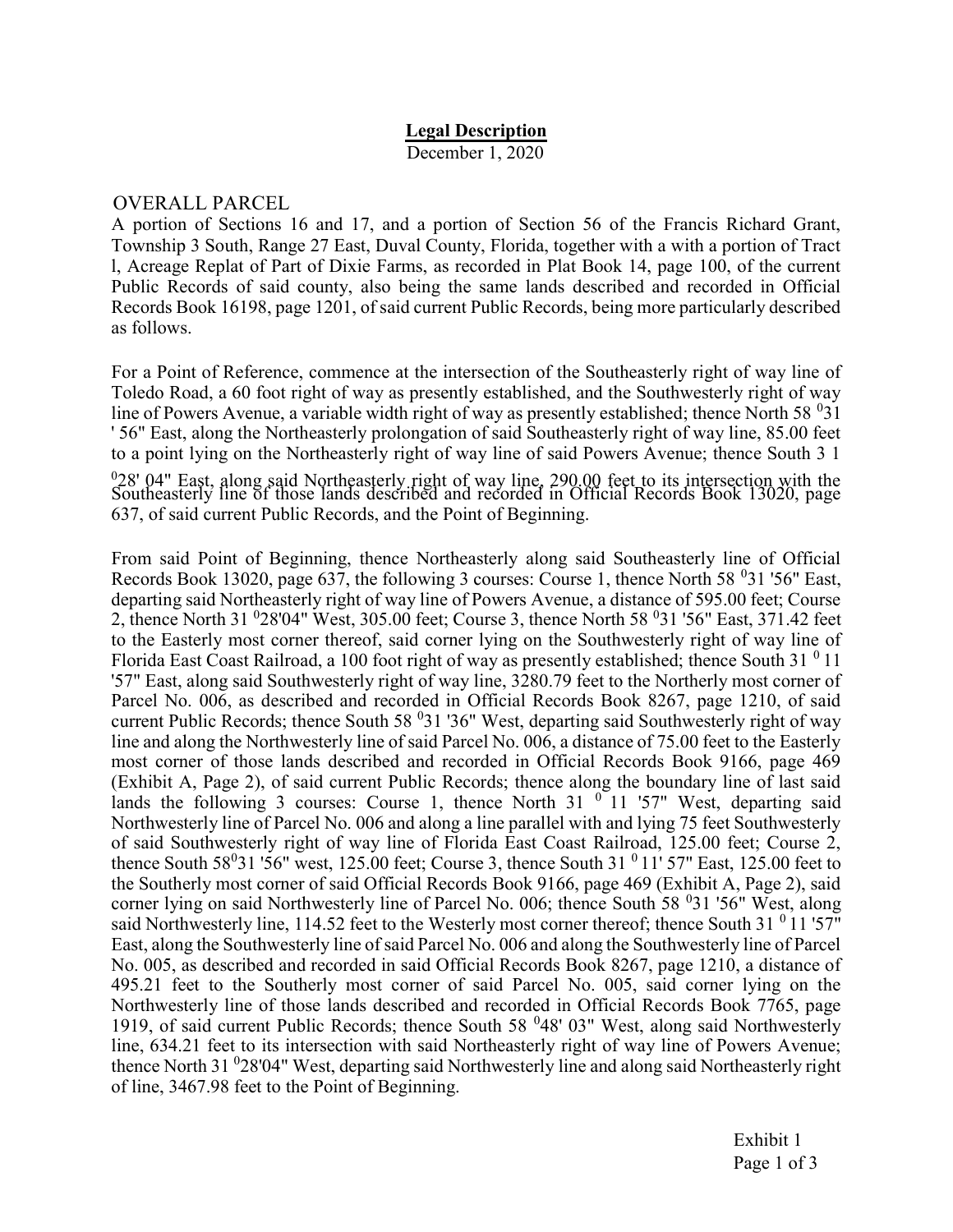## Legal Description

December 1, 2020

OVERALL PARCEL

A portion of Sections 16 and 17, and a portion of Section 56 of the Francis Richard Grant, Township 3 South, Range 27 East, Duval County, Florida, together with a with a portion of Tract l, Acreage Replat of Part of Dixie Farms, as recorded in Plat Book 14, page 100, of the current Public Records of said county, also being the same lands described and recorded in Official Records Book 16198, page 1201, of said current Public Records, being more particularly described as follows.

For a Point of Reference, commence at the intersection of the Southeasterly right of way line of Toledo Road, a 60 foot right of way as presently established, and the Southwesterly right of way line of Powers Avenue, a variable width right of way as presently established; thence North 58 °31 ' 56" East, along the Northeasterly prolongation of said Southeasterly right of way line, 85.00 feet to a point lying on the Northeasterly right of way line of said Powers Avenue; thence South 3 1 °28' 04" East, along said Northeasterly right of way line, 290.00 feet to its intersection with the Southeasterly line of those lands described and recorded in Official Records Book 13020, page 637, of said current Public Records, and the Point of Beginning.

From said Point of Beginning, thence Northeasterly along said Southeasterly line of Official Records Book 13020, page 637, the following 3 courses: Course 1, thence North 58 °31 '56" East, departing said Northeasterly right of way line of Powers Avenue, a distance of 595.00 feet; Course 2, thence North 31 °28'04" West, 305.00 feet; Course 3, thence North 58 °31 '56" East, 371.42 feet to the Easterly most corner thereof, said corner lying on the Southwesterly right of way line of Florida East Coast Railroad, a 100 foot right of way as presently established; thence South 31 ° 11 '57" East, along said Southwesterly right of way line, 3280.79 feet to the Northerly most corner of Parcel No. 006, as described and recorded in Official Records Book 8267, page 1210, of said current Public Records; thence South 58 °31 '36" West, departing said Southwesterly right of way line and along the Northwesterly line of said Parcel No. 006, a distance of 75.00 feet to the Easterly most corner of those lands described and recorded in Official Records Book 9166, page 469 (Exhibit A, Page 2), of said current Public Records; thence along the boundary line of last said lands the following 3 courses: Course 1, thence North 31 ° 11 '57" West, departing said Northwesterly line of Parcel No. 006 and along a line parallel with and lying 75 feet Southwesterly of said Southwesterly right of way line of Florida East Coast Railroad, 125.00 feet; Course 2, thence South 58°31 '56" west, 125.00 feet; Course 3, thence South 31 ° 11' 57" East, 125.00 feet to the Southerly most corner of said Official Records Book 9166, page 469 (Exhibit A, Page 2), said corner lying on said Northwesterly line of Parcel No. 006; thence South 58 °31 '56" West, along said Northwesterly line, 114.52 feet to the Westerly most corner thereof; thence South 31 ° 11 '57" East, along the Southwesterly line of said Parcel No. 006 and along the Southwesterly line of Parcel No. 005, as described and recorded in said Official Records Book 8267, page 1210, a distance of 495.21 feet to the Southerly most corner of said Parcel No. 005, said corner lying on the Northwesterly line of those lands described and recorded in Official Records Book 7765, page 1919, of said current Public Records; thence South 58 °48' 03" West, along said Northwesterly line, 634.21 feet to its intersection with said Northeasterly right of way line of Powers Avenue; thence North 31 °28'04" West, departing said Northwesterly line and along said Northeasterly right of line, 3467.98 feet to the Point of Beginning.

Exhibit 1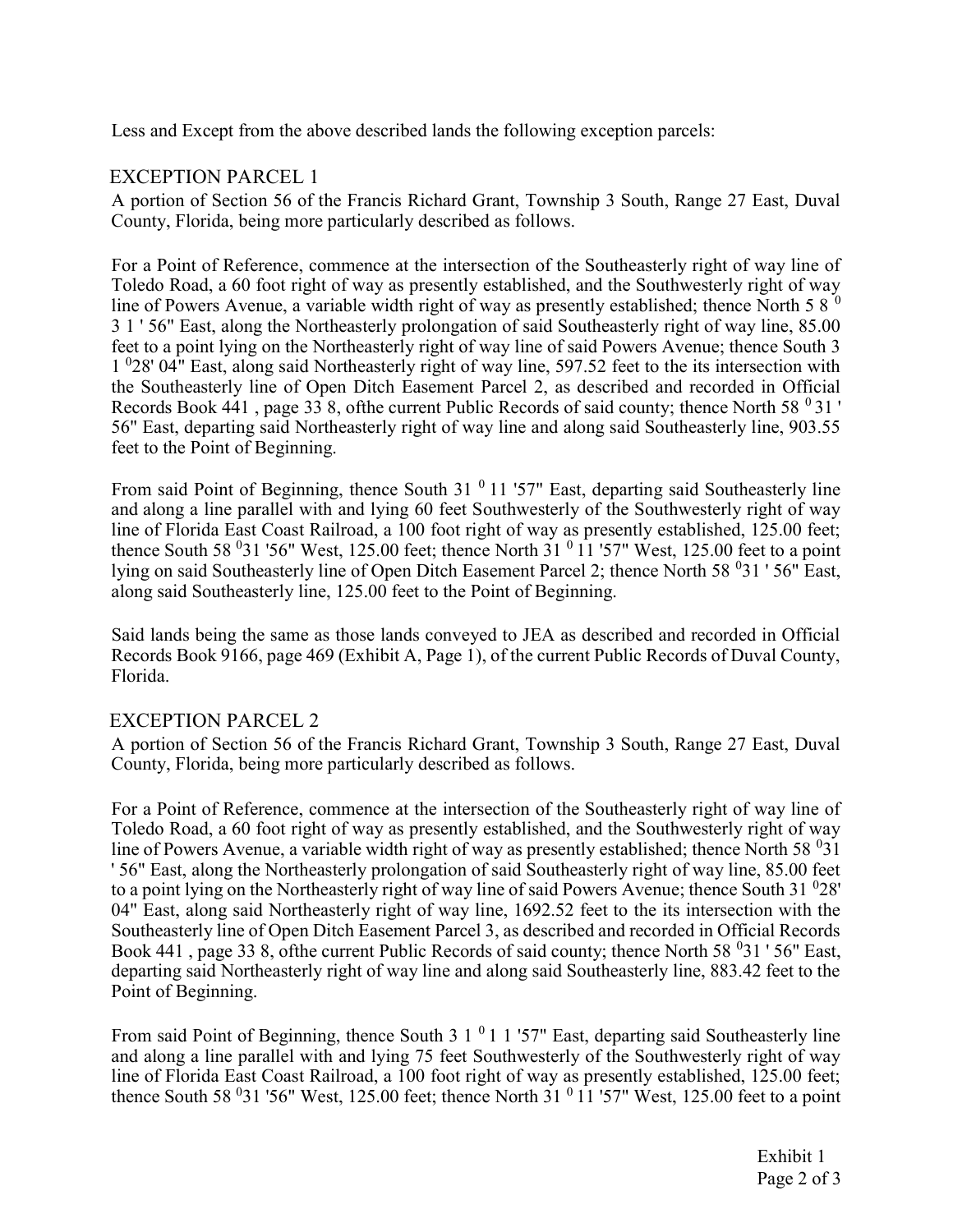Less and Except from the above described lands the following exception parcels:

## EXCEPTION PARCEL 1

A portion of Section 56 of the Francis Richard Grant, Township 3 South, Range 27 East, Duval County, Florida, being more particularly described as follows.

For a Point of Reference, commence at the intersection of the Southeasterly right of way line of Toledo Road, a 60 foot right of way as presently established, and the Southwesterly right of way line of Powers Avenue, a variable width right of way as presently established; thence North 58° 31' 56" East, along the Northeasterly prolongation of said Southeasterly right of way line, 85.00 feet to a point lying on the Northeasterly right of way line of said Powers Avenue; thence South 31°28' 04" East, along said Northeasterly right of way line, 597.52 feet to the its intersection with the Southeasterly line of Open Ditch Easement Parcel 2, as described and recorded in Official Records Book 441, page 338, ofthe current Public Records of said county; thence North 58° 31' 56" East, departing said Northeasterly right of way line and along said Southeasterly line, 903.55 feet to the Point of Beginning.

From said Point of Beginning, thence South 31° 11'57" East, departing said Southeasterly line and along a line parallel with and lying 60 feet Southwesterly of the Southwesterly right of way line of Florida East Coast Railroad, a 100 foot right of way as presently established, 125.00 feet; thence South 58°31'56" West, 125.00 feet; thence North 31° 11'57" West, 125.00 feet to a point lying on said Southeasterly line of Open Ditch Easement Parcel 2; thence North 58°31' 56" East, along said Southeasterly line, 125.00 feet to the Point of Beginning.

Said lands being the same as those lands conveyed to JEA as described and recorded in Official Records Book 9166, page 469 (Exhibit A, Page 1), of the current Public Records of Duval County, Florida.

## EXCEPTION PARCEL 2

A portion of Section 56 of the Francis Richard Grant, Township 3 South, Range 27 East, Duval County, Florida, being more particularly described as follows.

For a Point of Reference, commence at the intersection of the Southeasterly right of way line of Toledo Road, a 60 foot right of way as presently established, and the Southwesterly right of way line of Powers Avenue, a variable width right of way as presently established; thence North 58°31' 56" East, along the Northeasterly prolongation of said Southeasterly right of way line, 85.00 feet to a point lying on the Northeasterly right of way line of said Powers Avenue; thence South 31°28' 04" East, along said Northeasterly right of way line, 1692.52 feet to the its intersection with the Southeasterly line of Open Ditch Easement Parcel 3, as described and recorded in Official Records Book 441, page 338, ofthe current Public Records of said county; thence North 58°31' 56" East, departing said Northeasterly right of way line and along said Southeasterly line, 883.42 feet to the Point of Beginning.

From said Point of Beginning, thence South 31° 11'57" East, departing said Southeasterly line and along a line parallel with and lying 75 feet Southwesterly of the Southwesterly right of way line of Florida East Coast Railroad, a 100 foot right of way as presently established, 125.00 feet; thence South 58°31'56" West, 125.00 feet; thence North 31° 11'57" West, 125.00 feet to a point

Exhibit 1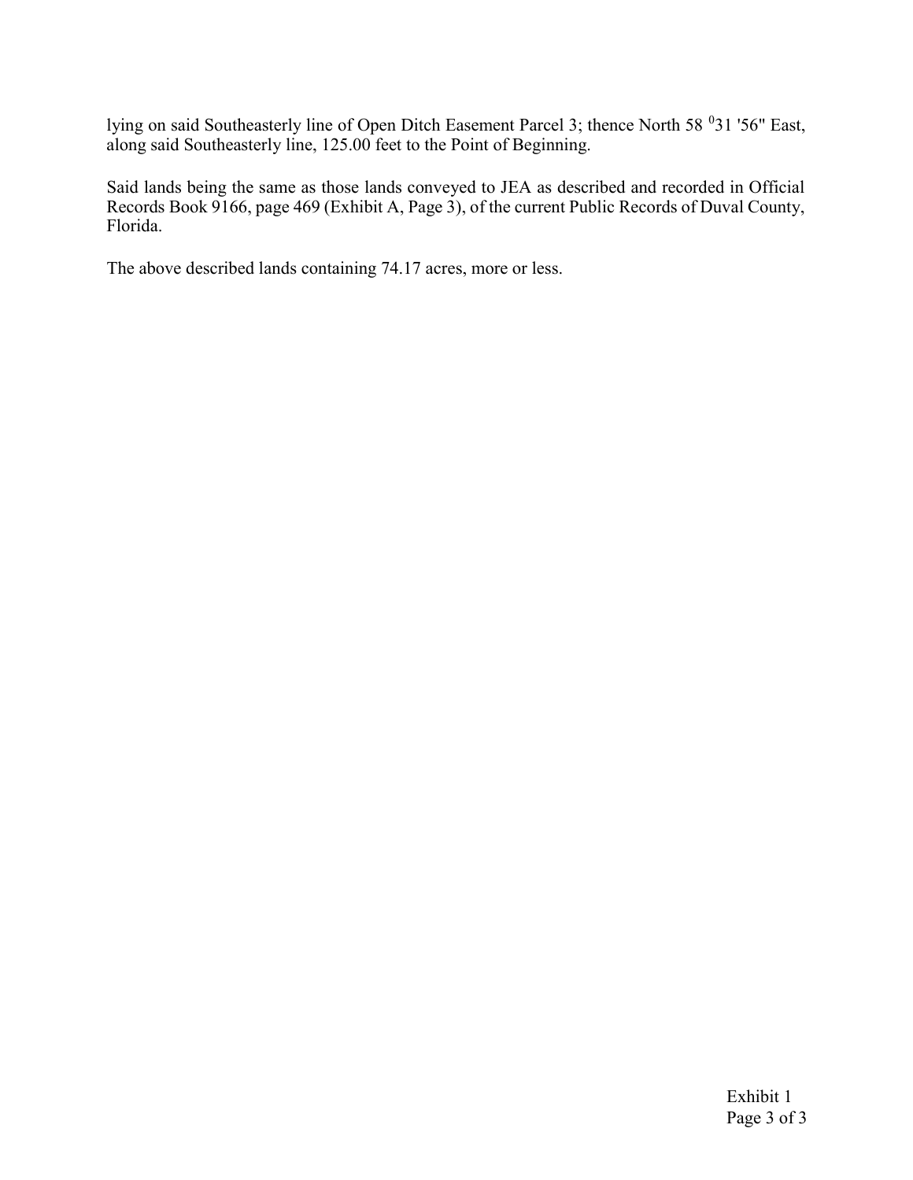lying on said Southeasterly line of Open Ditch Easement Parcel 3; thence North 58 $^{0}$31 '56" East, along said Southeasterly line, 125.00 feet to the Point of Beginning.

Said lands being the same as those lands conveyed to JEA as described and recorded in Official Records Book 9166, page 469 (Exhibit A, Page 3), of the current Public Records of Duval County, Florida.

The above described lands containing 74.17 acres, more or less.

Exhibit 1